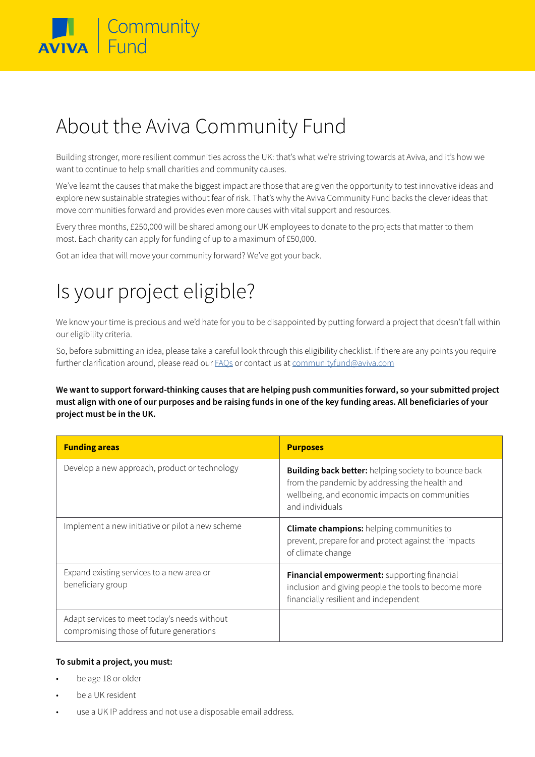AVIVA | Community Fund

# About the Aviva Community Fund

Building stronger, more resilient communities across the UK: that's what we're striving towards at Aviva, and it's how we want to continue to help small charities and community causes.

We've learnt the causes that make the biggest impact are those that are given the opportunity to test innovative ideas and explore new sustainable strategies without fear of risk. That's why the Aviva Community Fund backs the clever ideas that move communities forward and provides even more causes with vital support and resources.

Every three months, £250,000 will be shared among our UK employees to donate to the projects that matter to them most. Each charity can apply for funding of up to a maximum of £50,000.

Got an idea that will move your community forward? We've got your back.

# Is your project eligible?

We know your time is precious and we'd hate for you to be disappointed by putting forward a project that doesn't fall within our eligibility criteria.

So, before submitting an idea, please take a careful look through this eligibility checklist. If there are any points you require further clarification around, please read our [FAQs](FAQs) or contact us at [communityfund@aviva.com](mailto:communityfund@aviva.com)

**We want to support forward-thinking causes that are helping push communities forward, so your submitted project must align with one of our purposes and be raising funds in one of the key funding areas. All beneficiaries of your project must be in the UK.**

| Funding areas | Purposes |
| --- | --- |
| Develop a new approach, product or technology | **Building back better:** helping society to bounce back from the pandemic by addressing the health and wellbeing, and economic impacts on communities and individuals |
| Implement a new initiative or pilot a new scheme | **Climate champions:** helping communities to prevent, prepare for and protect against the impacts of climate change |
| Expand existing services to a new area or beneficiary group | **Financial empowerment:** supporting financial inclusion and giving people the tools to become more financially resilient and independent |
| Adapt services to meet today's needs without compromising those of future generations | |

**To submit a project, you must:**

- be age 18 or older
- be a UK resident
- use a UK IP address and not use a disposable email address.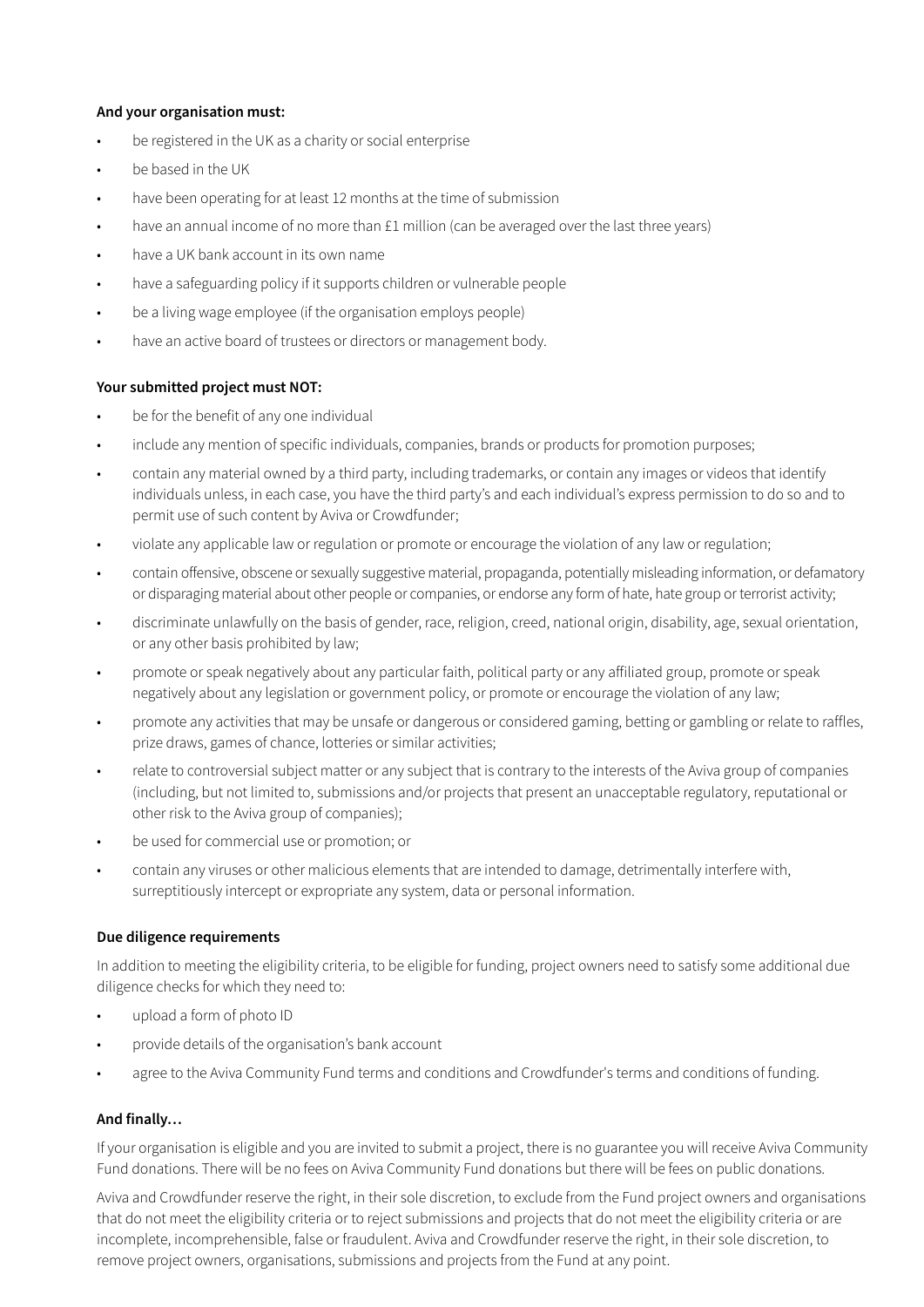**And your organisation must:**

- be registered in the UK as a charity or social enterprise
- be based in the UK
- have been operating for at least 12 months at the time of submission
- have an annual income of no more than £1 million (can be averaged over the last three years)
- have a UK bank account in its own name
- have a safeguarding policy if it supports children or vulnerable people
- be a living wage employee (if the organisation employs people)
- have an active board of trustees or directors or management body.

**Your submitted project must NOT:**

- be for the benefit of any one individual
- include any mention of specific individuals, companies, brands or products for promotion purposes;
- contain any material owned by a third party, including trademarks, or contain any images or videos that identify individuals unless, in each case, you have the third party's and each individual's express permission to do so and to permit use of such content by Aviva or Crowdfunder;
- violate any applicable law or regulation or promote or encourage the violation of any law or regulation;
- contain offensive, obscene or sexually suggestive material, propaganda, potentially misleading information, or defamatory or disparaging material about other people or companies, or endorse any form of hate, hate group or terrorist activity;
- discriminate unlawfully on the basis of gender, race, religion, creed, national origin, disability, age, sexual orientation, or any other basis prohibited by law;
- promote or speak negatively about any particular faith, political party or any affiliated group, promote or speak negatively about any legislation or government policy, or promote or encourage the violation of any law;
- promote any activities that may be unsafe or dangerous or considered gaming, betting or gambling or relate to raffles, prize draws, games of chance, lotteries or similar activities;
- relate to controversial subject matter or any subject that is contrary to the interests of the Aviva group of companies (including, but not limited to, submissions and/or projects that present an unacceptable regulatory, reputational or other risk to the Aviva group of companies);
- be used for commercial use or promotion; or
- contain any viruses or other malicious elements that are intended to damage, detrimentally interfere with, surreptitiously intercept or expropriate any system, data or personal information.

**Due diligence requirements**

In addition to meeting the eligibility criteria, to be eligible for funding, project owners need to satisfy some additional due diligence checks for which they need to:

- upload a form of photo ID
- provide details of the organisation's bank account
- agree to the Aviva Community Fund terms and conditions and Crowdfunder's terms and conditions of funding.

**And finally…**

If your organisation is eligible and you are invited to submit a project, there is no guarantee you will receive Aviva Community Fund donations. There will be no fees on Aviva Community Fund donations but there will be fees on public donations.

Aviva and Crowdfunder reserve the right, in their sole discretion, to exclude from the Fund project owners and organisations that do not meet the eligibility criteria or to reject submissions and projects that do not meet the eligibility criteria or are incomplete, incomprehensible, false or fraudulent. Aviva and Crowdfunder reserve the right, in their sole discretion, to remove project owners, organisations, submissions and projects from the Fund at any point.